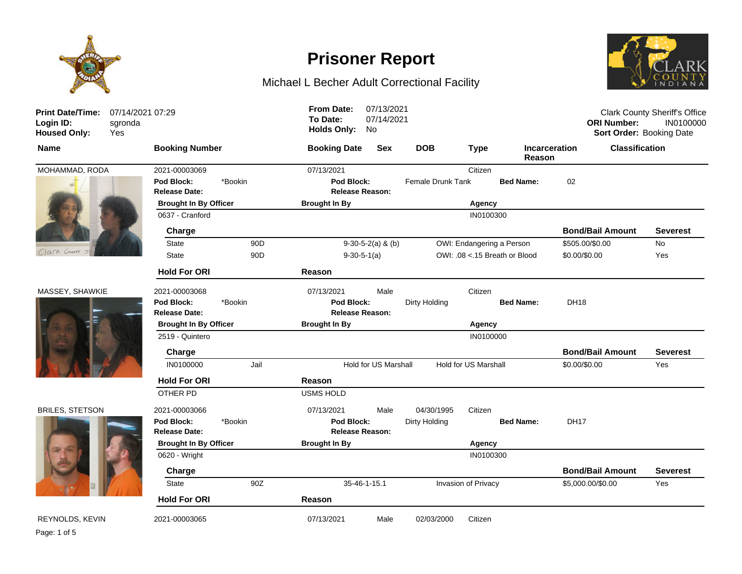# Prisoner Report

## Michael L Becher Adult Correctional Facility

**Print Date/Time:** 07/14/2021 07:29
**Login ID:** sgronda
**Housed Only:** Yes

**From Date:** 07/13/2021
**To Date:** 07/14/2021
**Holds Only:** No

Clark County Sheriff's Office
**ORI Number:** IN0100000
**Sort Order:** Booking Date

| Name | Booking Number | Booking Date | Sex | DOB | Type | Incarceration Reason | Classification |
|---|---|---|---|---|---|---|---|

---

**MOHAMMAD, RODA** | 2021-00003069 | 07/13/2021 | | | Citizen

**Pod Block:** *Bookin | **Pod Block:** Female Drunk Tank | **Bed Name:** 02
**Release Date:** | **Release Reason:**

| Brought In By Officer | Brought In By | Agency |
|---|---|---|
| 0637 - Cranford | | IN0100300 |

| Charge | | | | Bond/Bail Amount | Severest |
|---|---|---|---|---|---|
| State | 90D | 9-30-5-2(a) & (b) | OWI: Endangering a Person | $505.00/$0.00 | No |
| State | 90D | 9-30-5-1(a) | OWI: .08 <.15 Breath or Blood | $0.00/$0.00 | Yes |

| Hold For ORI | Reason |
|---|---|

---

**MASSEY, SHAWKIE** | 2021-00003068 | 07/13/2021 | Male | | Citizen

**Pod Block:** *Bookin | **Pod Block:** Dirty Holding | **Bed Name:** DH18
**Release Date:** | **Release Reason:**

| Brought In By Officer | Brought In By | Agency |
|---|---|---|
| 2519 - Quintero | | IN0100000 |

| Charge | | | | Bond/Bail Amount | Severest |
|---|---|---|---|---|---|
| IN0100000 | Jail | Hold for US Marshall | Hold for US Marshall | $0.00/$0.00 | Yes |

| Hold For ORI | Reason |
|---|---|
| OTHER PD | USMS HOLD |

---

**BRILES, STETSON** | 2021-00003066 | 07/13/2021 | Male | 04/30/1995 | Citizen

**Pod Block:** *Bookin | **Pod Block:** Dirty Holding | **Bed Name:** DH17
**Release Date:** | **Release Reason:**

| Brought In By Officer | Brought In By | Agency |
|---|---|---|
| 0620 - Wright | | IN0100300 |

| Charge | | | | Bond/Bail Amount | Severest |
|---|---|---|---|---|---|
| State | 90Z | 35-46-1-15.1 | Invasion of Privacy | $5,000.00/$0.00 | Yes |

| Hold For ORI | Reason |
|---|---|

---

**REYNOLDS, KEVIN** | 2021-00003065 | 07/13/2021 | Male | 02/03/2000 | Citizen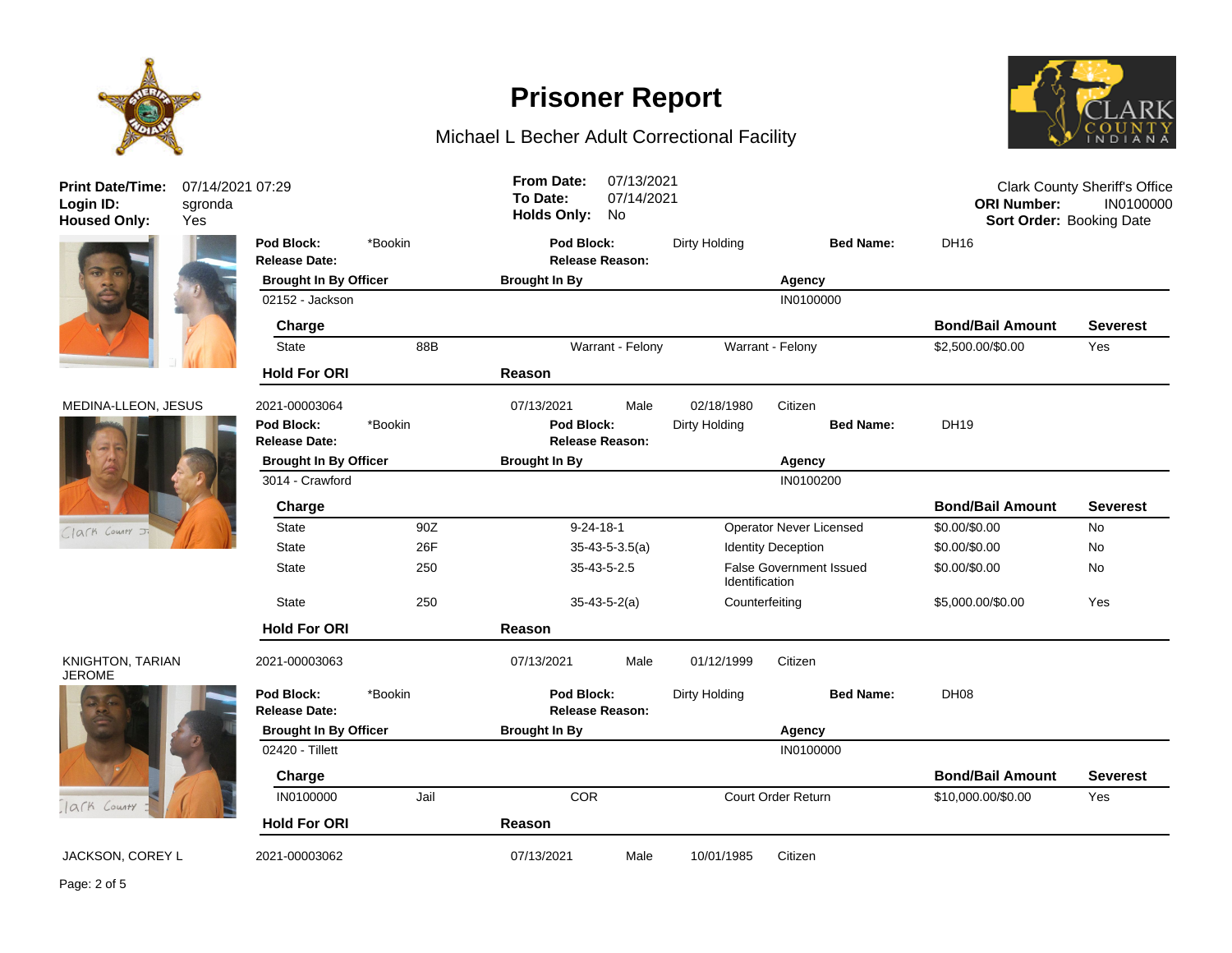# Prisoner Report

## Michael L Becher Adult Correctional Facility

**Print Date/Time:** 07/14/2021 07:29
**Login ID:** sgronda
**Housed Only:** Yes

**From Date:** 07/13/2021
**To Date:** 07/14/2021
**Holds Only:** No

Clark County Sheriff's Office
**ORI Number:** IN0100000
**Sort Order:** Booking Date

---

**Pod Block:** *Bookin | **Pod Block:** Dirty Holding | **Bed Name:** DH16
**Release Date:** | **Release Reason:**

| Brought In By Officer | Brought In By | Agency |
|---|---|---|
| 02152 - Jackson | | IN0100000 |

| Charge | | | | Bond/Bail Amount | Severest |
|---|---|---|---|---|---|
| State | 88B | Warrant - Felony | Warrant - Felony | $2,500.00/$0.00 | Yes |

| Hold For ORI | Reason |
|---|---|

---

**MEDINA-LLEON, JESUS** | 2021-00003064 | 07/13/2021 | Male | 02/18/1980 | Citizen

**Pod Block:** *Bookin | **Pod Block:** Dirty Holding | **Bed Name:** DH19
**Release Date:** | **Release Reason:**

| Brought In By Officer | Brought In By | Agency |
|---|---|---|
| 3014 - Crawford | | IN0100200 |

| Charge | | | | Bond/Bail Amount | Severest |
|---|---|---|---|---|---|
| State | 90Z | 9-24-18-1 | Operator Never Licensed | $0.00/$0.00 | No |
| State | 26F | 35-43-5-3.5(a) | Identity Deception | $0.00/$0.00 | No |
| State | 250 | 35-43-5-2.5 | False Government Issued Identification | $0.00/$0.00 | No |
| State | 250 | 35-43-5-2(a) | Counterfeiting | $5,000.00/$0.00 | Yes |

| Hold For ORI | Reason |
|---|---|

---

**KNIGHTON, TARIAN JEROME** | 2021-00003063 | 07/13/2021 | Male | 01/12/1999 | Citizen

**Pod Block:** *Bookin | **Pod Block:** Dirty Holding | **Bed Name:** DH08
**Release Date:** | **Release Reason:**

| Brought In By Officer | Brought In By | Agency |
|---|---|---|
| 02420 - Tillett | | IN0100000 |

| Charge | | | | Bond/Bail Amount | Severest |
|---|---|---|---|---|---|
| IN0100000 | Jail | COR | Court Order Return | $10,000.00/$0.00 | Yes |

| Hold For ORI | Reason |
|---|---|

---

**JACKSON, COREY L** | 2021-00003062 | 07/13/2021 | Male | 10/01/1985 | Citizen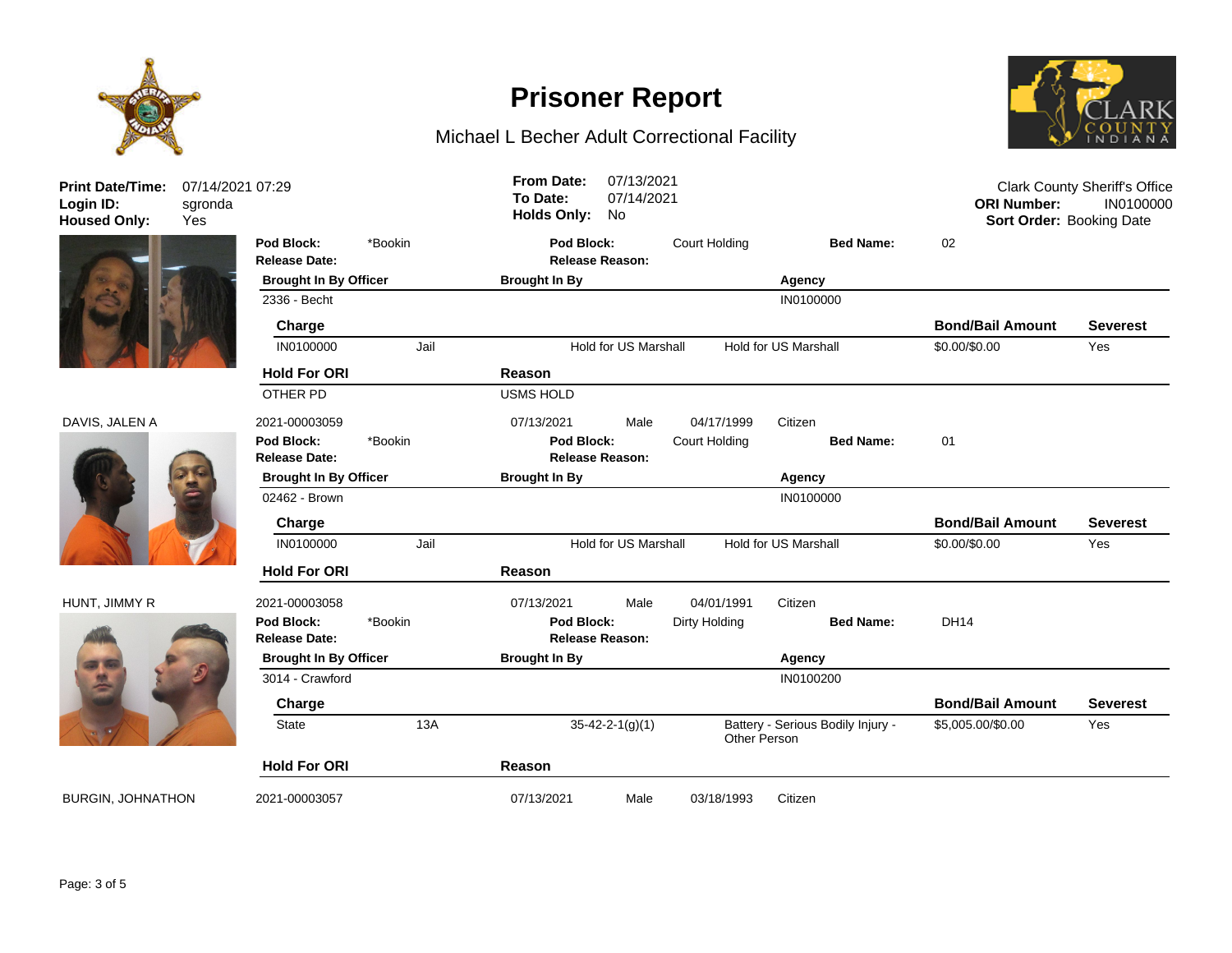# Prisoner Report

Michael L Becher Adult Correctional Facility

**Print Date/Time:** 07/14/2021 07:29
**Login ID:** sgronda
**Housed Only:** Yes

**From Date:** 07/13/2021
**To Date:** 07/14/2021
**Holds Only:** No

Clark County Sheriff's Office
**ORI Number:** IN0100000
**Sort Order:** Booking Date

---

**Pod Block:** *Bookin | **Pod Block:** Court Holding | **Bed Name:** 02
**Release Date:** | **Release Reason:**

| Brought In By Officer | Brought In By | Agency |
|---|---|---|
| 2336 - Becht | | IN0100000 |

| Charge | | | | Bond/Bail Amount | Severest |
|---|---|---|---|---|---|
| IN0100000 | Jail | Hold for US Marshall | Hold for US Marshall | $0.00/$0.00 | Yes |

| Hold For ORI | Reason |
|---|---|
| OTHER PD | USMS HOLD |

---

**DAVIS, JALEN A** | 2021-00003059 | 07/13/2021 | Male | 04/17/1999 | Citizen

**Pod Block:** *Bookin | **Pod Block:** Court Holding | **Bed Name:** 01
**Release Date:** | **Release Reason:**

| Brought In By Officer | Brought In By | Agency |
|---|---|---|
| 02462 - Brown | | IN0100000 |

| Charge | | | | Bond/Bail Amount | Severest |
|---|---|---|---|---|---|
| IN0100000 | Jail | Hold for US Marshall | Hold for US Marshall | $0.00/$0.00 | Yes |

| Hold For ORI | Reason |
|---|---|

---

**HUNT, JIMMY R** | 2021-00003058 | 07/13/2021 | Male | 04/01/1991 | Citizen

**Pod Block:** *Bookin | **Pod Block:** Dirty Holding | **Bed Name:** DH14
**Release Date:** | **Release Reason:**

| Brought In By Officer | Brought In By | Agency |
|---|---|---|
| 3014 - Crawford | | IN0100200 |

| Charge | | | | Bond/Bail Amount | Severest |
|---|---|---|---|---|---|
| State | 13A | 35-42-2-1(g)(1) | Battery - Serious Bodily Injury - Other Person | $5,005.00/$0.00 | Yes |

| Hold For ORI | Reason |
|---|---|

---

**BURGIN, JOHNATHON** | 2021-00003057 | 07/13/2021 | Male | 03/18/1993 | Citizen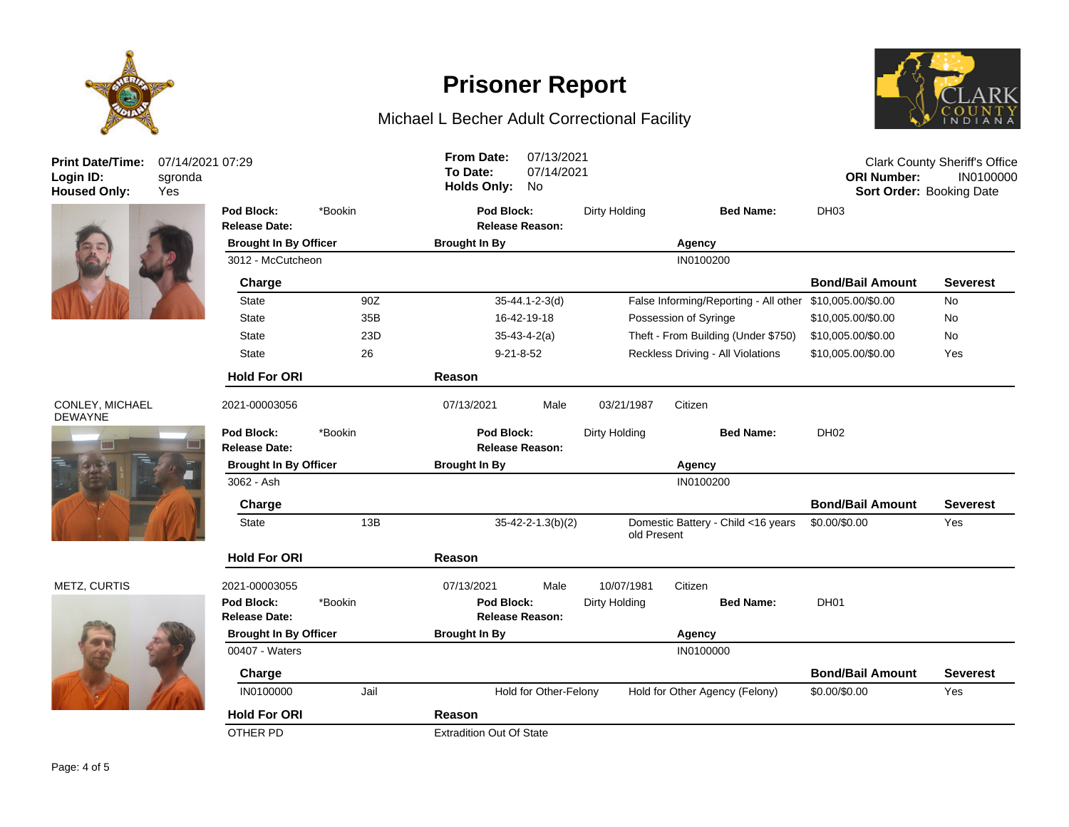# Prisoner Report

Michael L Becher Adult Correctional Facility

**Print Date/Time:** 07/14/2021 07:29
**Login ID:** sgronda
**Housed Only:** Yes

**From Date:** 07/13/2021
**To Date:** 07/14/2021
**Holds Only:** No

Clark County Sheriff's Office
**ORI Number:** IN0100000
**Sort Order:** Booking Date

---

**Pod Block:** *Bookin | **Pod Block:** Dirty Holding | **Bed Name:** DH03
**Release Date:** | **Release Reason:**

| Brought In By Officer | Brought In By | Agency |
|---|---|---|
| 3012 - McCutcheon | | IN0100200 |

| Charge | | | | Bond/Bail Amount | Severest |
|---|---|---|---|---|---|
| State | 90Z | 35-44.1-2-3(d) | False Informing/Reporting - All other | $10,005.00/$0.00 | No |
| State | 35B | 16-42-19-18 | Possession of Syringe | $10,005.00/$0.00 | No |
| State | 23D | 35-43-4-2(a) | Theft - From Building (Under $750) | $10,005.00/$0.00 | No |
| State | 26 | 9-21-8-52 | Reckless Driving - All Violations | $10,005.00/$0.00 | Yes |

| Hold For ORI | Reason |
|---|---|
| | |

---

**CONLEY, MICHAEL DEWAYNE**

2021-00003056 | 07/13/2021 | Male | 03/21/1987 | Citizen

**Pod Block:** *Bookin | **Pod Block:** Dirty Holding | **Bed Name:** DH02
**Release Date:** | **Release Reason:**

| Brought In By Officer | Brought In By | Agency |
|---|---|---|
| 3062 - Ash | | IN0100200 |

| Charge | | | | Bond/Bail Amount | Severest |
|---|---|---|---|---|---|
| State | 13B | 35-42-2-1.3(b)(2) | Domestic Battery - Child <16 years old Present | $0.00/$0.00 | Yes |

| Hold For ORI | Reason |
|---|---|
| | |

---

**METZ, CURTIS**

2021-00003055 | 07/13/2021 | Male | 10/07/1981 | Citizen

**Pod Block:** *Bookin | **Pod Block:** Dirty Holding | **Bed Name:** DH01
**Release Date:** | **Release Reason:**

| Brought In By Officer | Brought In By | Agency |
|---|---|---|
| 00407 - Waters | | IN0100000 |

| Charge | | | | Bond/Bail Amount | Severest |
|---|---|---|---|---|---|
| IN0100000 | Jail | Hold for Other-Felony | Hold for Other Agency (Felony) | $0.00/$0.00 | Yes |

| Hold For ORI | Reason |
|---|---|
| OTHER PD | Extradition Out Of State |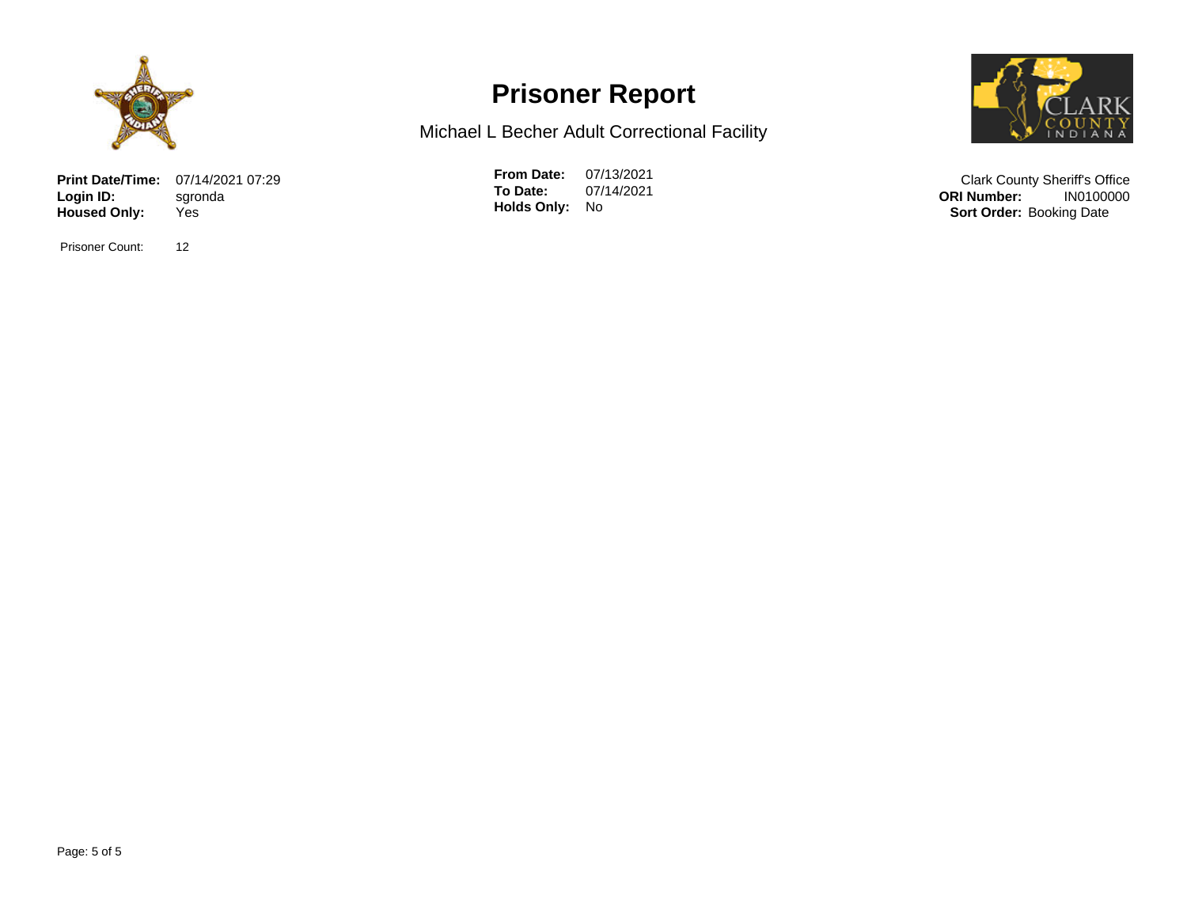# Prisoner Report

Michael L Becher Adult Correctional Facility

**Print Date/Time:** 07/14/2021 07:29
**Login ID:** sgronda
**Housed Only:** Yes

**From Date:** 07/13/2021
**To Date:** 07/14/2021
**Holds Only:** No

Clark County Sheriff's Office
**ORI Number:** IN0100000
**Sort Order:** Booking Date

Prisoner Count: 12